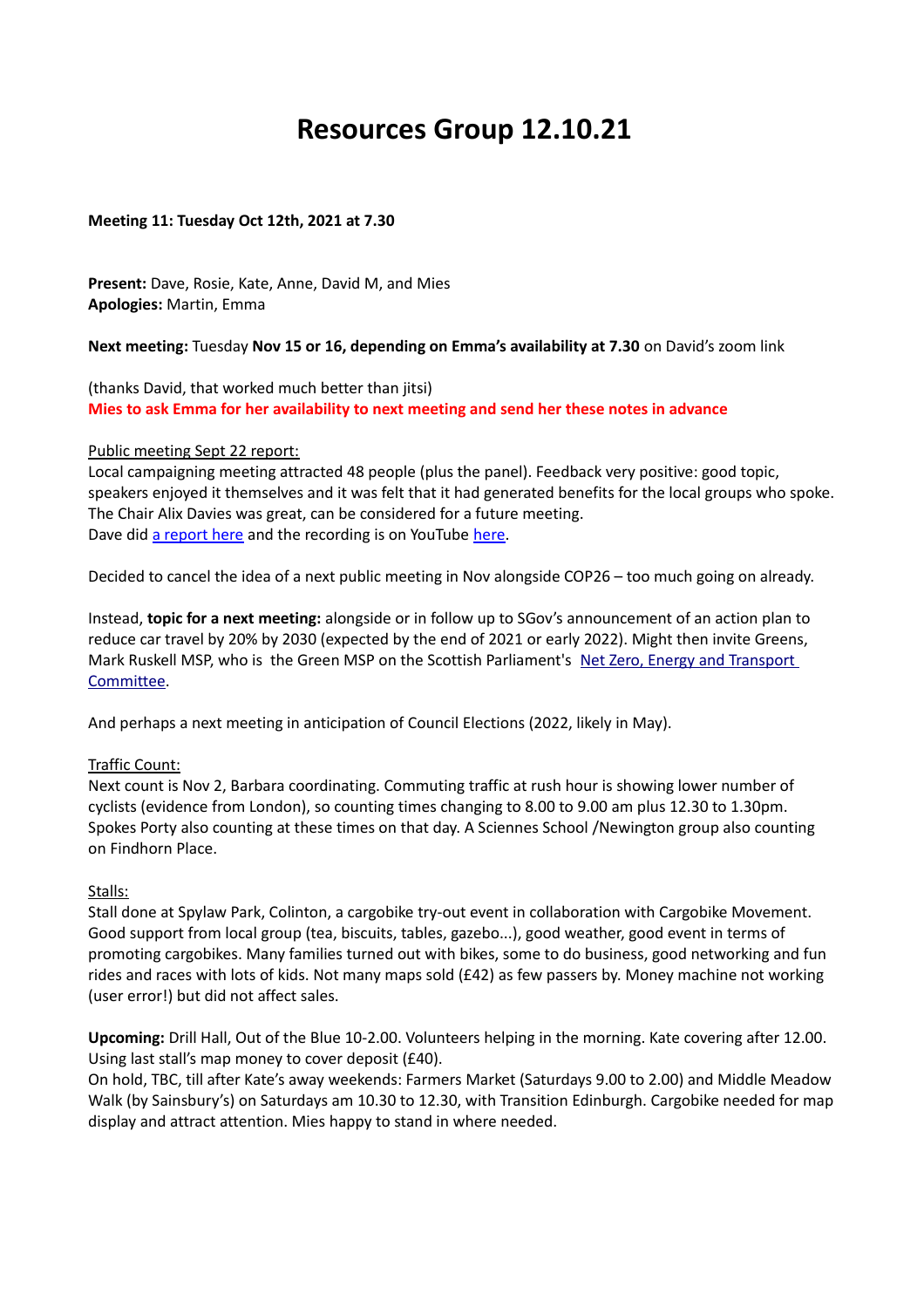# Resources Group 12.10.21

**Meeting 11: Tuesday Oct 12th, 2021 at 7.30**

**Present:** Dave, Rosie, Kate, Anne, David M, and Mies
**Apologies:** Martin, Emma

**Next meeting:** Tuesday **Nov 15 or 16, depending on Emma's availability at 7.30** on David's zoom link

(thanks David, that worked much better than jitsi)
**Mies to ask Emma for her availability to next meeting and send her these notes in advance**

Public meeting Sept 22 report:
Local campaigning meeting attracted 48 people (plus the panel). Feedback very positive: good topic, speakers enjoyed it themselves and it was felt that it had generated benefits for the local groups who spoke. The Chair Alix Davies was great, can be considered for a future meeting.
Dave did [a report here]() and the recording is on YouTube [here]().

Decided to cancel the idea of a next public meeting in Nov alongside COP26 – too much going on already.

Instead, **topic for a next meeting:** alongside or in follow up to SGov's announcement of an action plan to reduce car travel by 20% by 2030 (expected by the end of 2021 or early 2022). Might then invite Greens, Mark Ruskell MSP, who is the Green MSP on the Scottish Parliament's [Net Zero, Energy and Transport Committee]().

And perhaps a next meeting in anticipation of Council Elections (2022, likely in May).

Traffic Count:
Next count is Nov 2, Barbara coordinating. Commuting traffic at rush hour is showing lower number of cyclists (evidence from London), so counting times changing to 8.00 to 9.00 am plus 12.30 to 1.30pm. Spokes Porty also counting at these times on that day. A Sciennes School /Newington group also counting on Findhorn Place.

Stalls:
Stall done at Spylaw Park, Colinton, a cargobike try-out event in collaboration with Cargobike Movement. Good support from local group (tea, biscuits, tables, gazebo...), good weather, good event in terms of promoting cargobikes. Many families turned out with bikes, some to do business, good networking and fun rides and races with lots of kids. Not many maps sold (£42) as few passers by. Money machine not working (user error!) but did not affect sales.

**Upcoming:** Drill Hall, Out of the Blue 10-2.00. Volunteers helping in the morning. Kate covering after 12.00. Using last stall's map money to cover deposit (£40).
On hold, TBC, till after Kate's away weekends: Farmers Market (Saturdays 9.00 to 2.00) and Middle Meadow Walk (by Sainsbury's) on Saturdays am 10.30 to 12.30, with Transition Edinburgh. Cargobike needed for map display and attract attention. Mies happy to stand in where needed.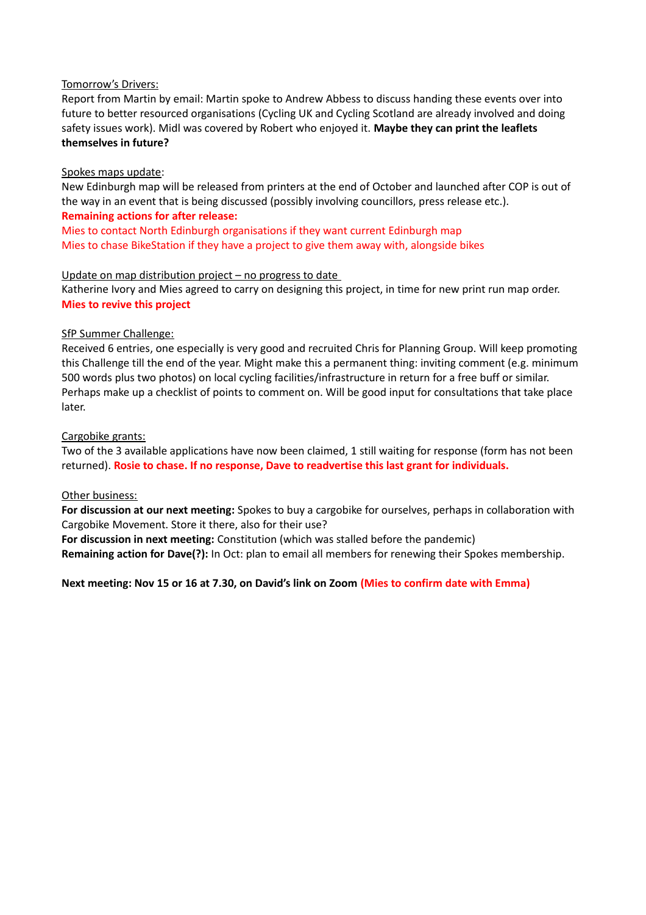Tomorrow's Drivers:

Report from Martin by email: Martin spoke to Andrew Abbess to discuss handing these events over into future to better resourced organisations (Cycling UK and Cycling Scotland are already involved and doing safety issues work). Midl was covered by Robert who enjoyed it. **Maybe they can print the leaflets themselves in future?**

Spokes maps update:

New Edinburgh map will be released from printers at the end of October and launched after COP is out of the way in an event that is being discussed (possibly involving councillors, press release etc.).

**Remaining actions for after release:**

Mies to contact North Edinburgh organisations if they want current Edinburgh map

Mies to chase BikeStation if they have a project to give them away with, alongside bikes

Update on map distribution project – no progress to date

Katherine Ivory and Mies agreed to carry on designing this project, in time for new print run map order.

**Mies to revive this project**

SfP Summer Challenge:

Received 6 entries, one especially is very good and recruited Chris for Planning Group. Will keep promoting this Challenge till the end of the year. Might make this a permanent thing: inviting comment (e.g. minimum 500 words plus two photos) on local cycling facilities/infrastructure in return for a free buff or similar. Perhaps make up a checklist of points to comment on. Will be good input for consultations that take place later.

Cargobike grants:

Two of the 3 available applications have now been claimed, 1 still waiting for response (form has not been returned). **Rosie to chase. If no response, Dave to readvertise this last grant for individuals.**

Other business:

**For discussion at our next meeting:** Spokes to buy a cargobike for ourselves, perhaps in collaboration with Cargobike Movement. Store it there, also for their use?

**For discussion in next meeting:** Constitution (which was stalled before the pandemic)

**Remaining action for Dave(?):** In Oct: plan to email all members for renewing their Spokes membership.

**Next meeting: Nov 15 or 16 at 7.30, on David's link on Zoom (Mies to confirm date with Emma)**